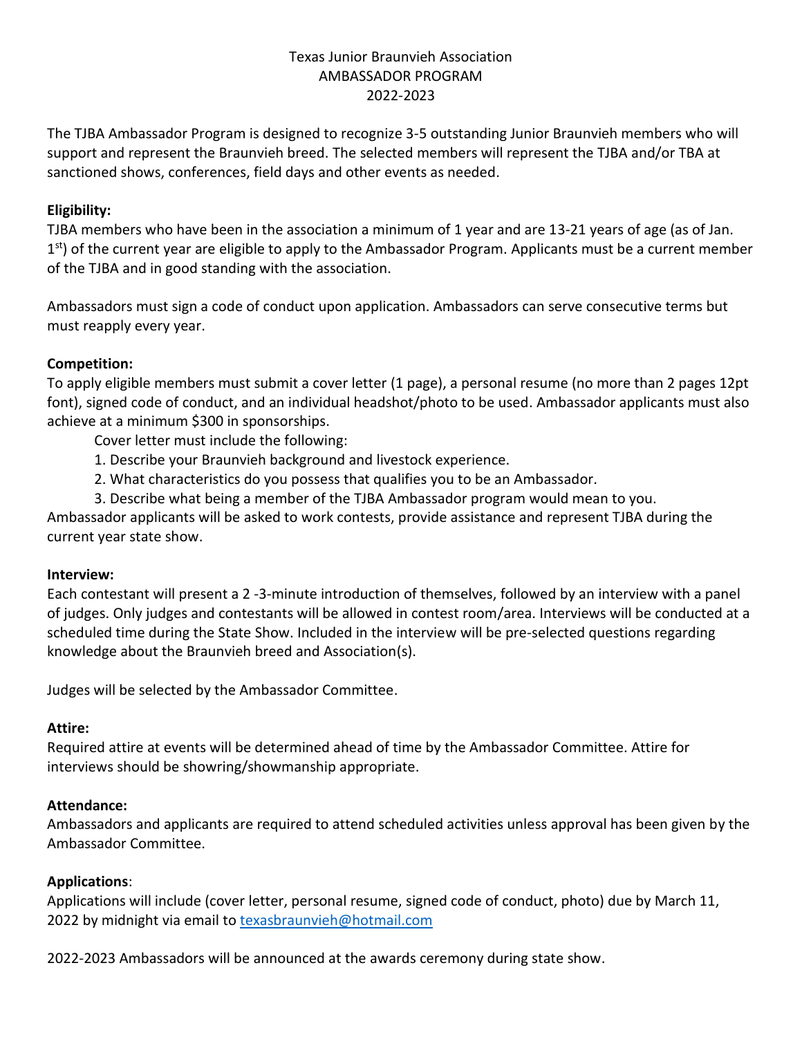# Texas Junior Braunvieh Association
## AMBASSADOR PROGRAM
## 2022-2023

The TJBA Ambassador Program is designed to recognize 3-5 outstanding Junior Braunvieh members who will support and represent the Braunvieh breed. The selected members will represent the TJBA and/or TBA at sanctioned shows, conferences, field days and other events as needed.

**Eligibility:**
TJBA members who have been in the association a minimum of 1 year and are 13-21 years of age (as of Jan. 1st) of the current year are eligible to apply to the Ambassador Program. Applicants must be a current member of the TJBA and in good standing with the association.

Ambassadors must sign a code of conduct upon application. Ambassadors can serve consecutive terms but must reapply every year.

**Competition:**
To apply eligible members must submit a cover letter (1 page), a personal resume (no more than 2 pages 12pt font), signed code of conduct, and an individual headshot/photo to be used. Ambassador applicants must also achieve at a minimum $300 in sponsorships.

Cover letter must include the following:

1. Describe your Braunvieh background and livestock experience.
2. What characteristics do you possess that qualifies you to be an Ambassador.
3. Describe what being a member of the TJBA Ambassador program would mean to you.

Ambassador applicants will be asked to work contests, provide assistance and represent TJBA during the current year state show.

**Interview:**
Each contestant will present a 2 -3-minute introduction of themselves, followed by an interview with a panel of judges. Only judges and contestants will be allowed in contest room/area. Interviews will be conducted at a scheduled time during the State Show. Included in the interview will be pre-selected questions regarding knowledge about the Braunvieh breed and Association(s).

Judges will be selected by the Ambassador Committee.

**Attire:**
Required attire at events will be determined ahead of time by the Ambassador Committee. Attire for interviews should be showring/showmanship appropriate.

**Attendance:**
Ambassadors and applicants are required to attend scheduled activities unless approval has been given by the Ambassador Committee.

**Applications**:
Applications will include (cover letter, personal resume, signed code of conduct, photo) due by March 11, 2022 by midnight via email to texasbraunvieh@hotmail.com

2022-2023 Ambassadors will be announced at the awards ceremony during state show.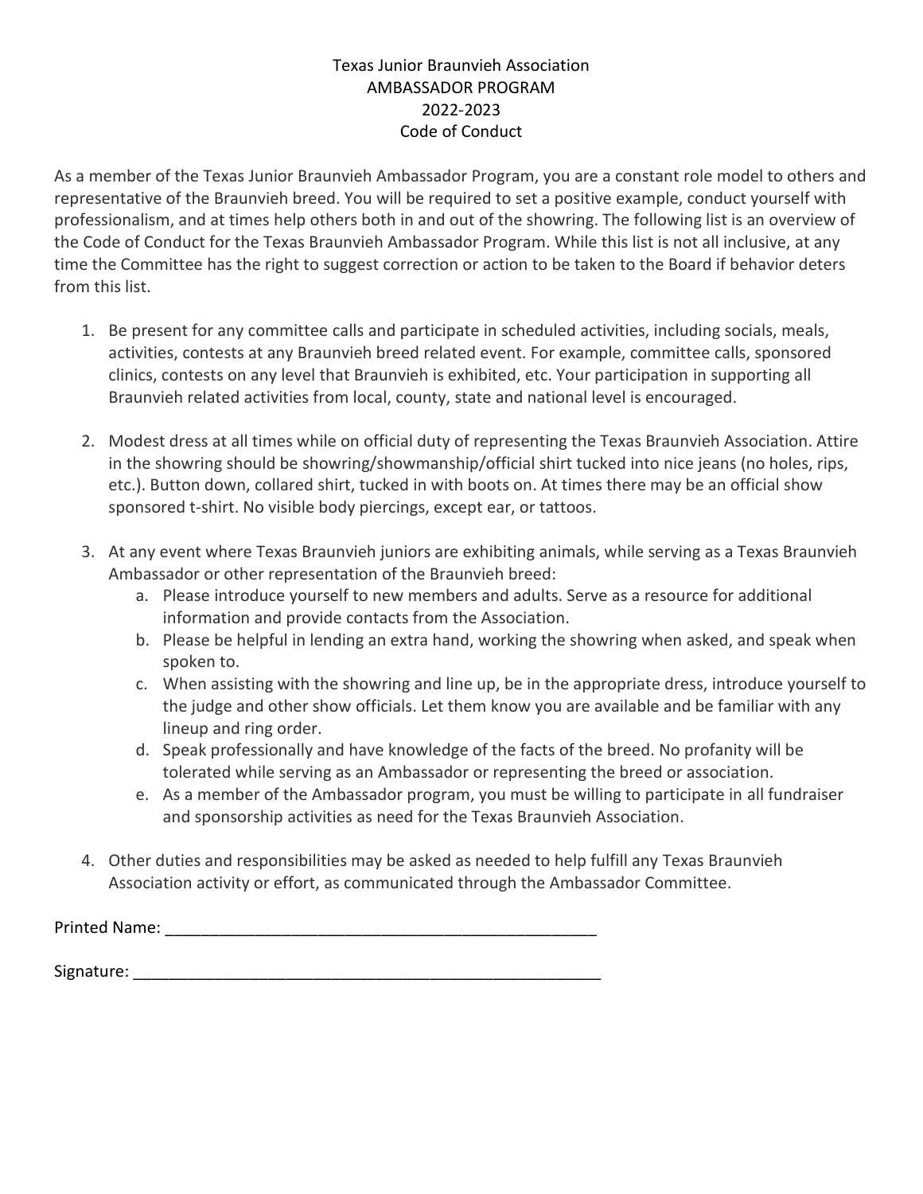# Texas Junior Braunvieh Association
## AMBASSADOR PROGRAM
## 2022-2023
## Code of Conduct

As a member of the Texas Junior Braunvieh Ambassador Program, you are a constant role model to others and representative of the Braunvieh breed. You will be required to set a positive example, conduct yourself with professionalism, and at times help others both in and out of the showring. The following list is an overview of the Code of Conduct for the Texas Braunvieh Ambassador Program. While this list is not all inclusive, at any time the Committee has the right to suggest correction or action to be taken to the Board if behavior deters from this list.

1. Be present for any committee calls and participate in scheduled activities, including socials, meals, activities, contests at any Braunvieh breed related event. For example, committee calls, sponsored clinics, contests on any level that Braunvieh is exhibited, etc. Your participation in supporting all Braunvieh related activities from local, county, state and national level is encouraged.

2. Modest dress at all times while on official duty of representing the Texas Braunvieh Association. Attire in the showring should be showring/showmanship/official shirt tucked into nice jeans (no holes, rips, etc.). Button down, collared shirt, tucked in with boots on. At times there may be an official show sponsored t-shirt. No visible body piercings, except ear, or tattoos.

3. At any event where Texas Braunvieh juniors are exhibiting animals, while serving as a Texas Braunvieh Ambassador or other representation of the Braunvieh breed:
   a. Please introduce yourself to new members and adults. Serve as a resource for additional information and provide contacts from the Association.
   b. Please be helpful in lending an extra hand, working the showring when asked, and speak when spoken to.
   c. When assisting with the showring and line up, be in the appropriate dress, introduce yourself to the judge and other show officials. Let them know you are available and be familiar with any lineup and ring order.
   d. Speak professionally and have knowledge of the facts of the breed. No profanity will be tolerated while serving as an Ambassador or representing the breed or association.
   e. As a member of the Ambassador program, you must be willing to participate in all fundraiser and sponsorship activities as need for the Texas Braunvieh Association.

4. Other duties and responsibilities may be asked as needed to help fulfill any Texas Braunvieh Association activity or effort, as communicated through the Ambassador Committee.

Printed Name: _______________________________________________

Signature: __________________________________________________